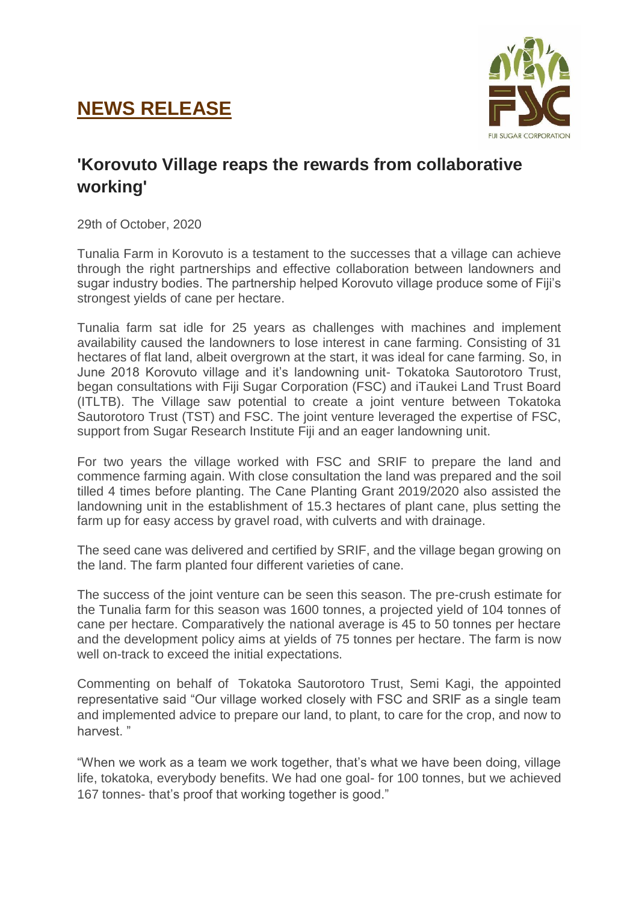# NEWS RELEASE

## 'Korovuto Village reaps the rewards from collaborative working'

29th of October, 2020

Tunalia Farm in Korovuto is a testament to the successes that a village can achieve through the right partnerships and effective collaboration between landowners and sugar industry bodies. The partnership helped Korovuto village produce some of Fiji's strongest yields of cane per hectare.

Tunalia farm sat idle for 25 years as challenges with machines and implement availability caused the landowners to lose interest in cane farming. Consisting of 31 hectares of flat land, albeit overgrown at the start, it was ideal for cane farming. So, in June 2018 Korovuto village and it's landowning unit- Tokatoka Sautorotoro Trust, began consultations with Fiji Sugar Corporation (FSC) and iTaukei Land Trust Board (ITLTB). The Village saw potential to create a joint venture between Tokatoka Sautorotoro Trust (TST) and FSC. The joint venture leveraged the expertise of FSC, support from Sugar Research Institute Fiji and an eager landowning unit.

For two years the village worked with FSC and SRIF to prepare the land and commence farming again. With close consultation the land was prepared and the soil tilled 4 times before planting. The Cane Planting Grant 2019/2020 also assisted the landowning unit in the establishment of 15.3 hectares of plant cane, plus setting the farm up for easy access by gravel road, with culverts and with drainage.

The seed cane was delivered and certified by SRIF, and the village began growing on the land. The farm planted four different varieties of cane.

The success of the joint venture can be seen this season. The pre-crush estimate for the Tunalia farm for this season was 1600 tonnes, a projected yield of 104 tonnes of cane per hectare. Comparatively the national average is 45 to 50 tonnes per hectare and the development policy aims at yields of 75 tonnes per hectare. The farm is now well on-track to exceed the initial expectations.

Commenting on behalf of Tokatoka Sautorotoro Trust, Semi Kagi, the appointed representative said "Our village worked closely with FSC and SRIF as a single team and implemented advice to prepare our land, to plant, to care for the crop, and now to harvest. "

"When we work as a team we work together, that's what we have been doing, village life, tokatoka, everybody benefits. We had one goal- for 100 tonnes, but we achieved 167 tonnes- that's proof that working together is good."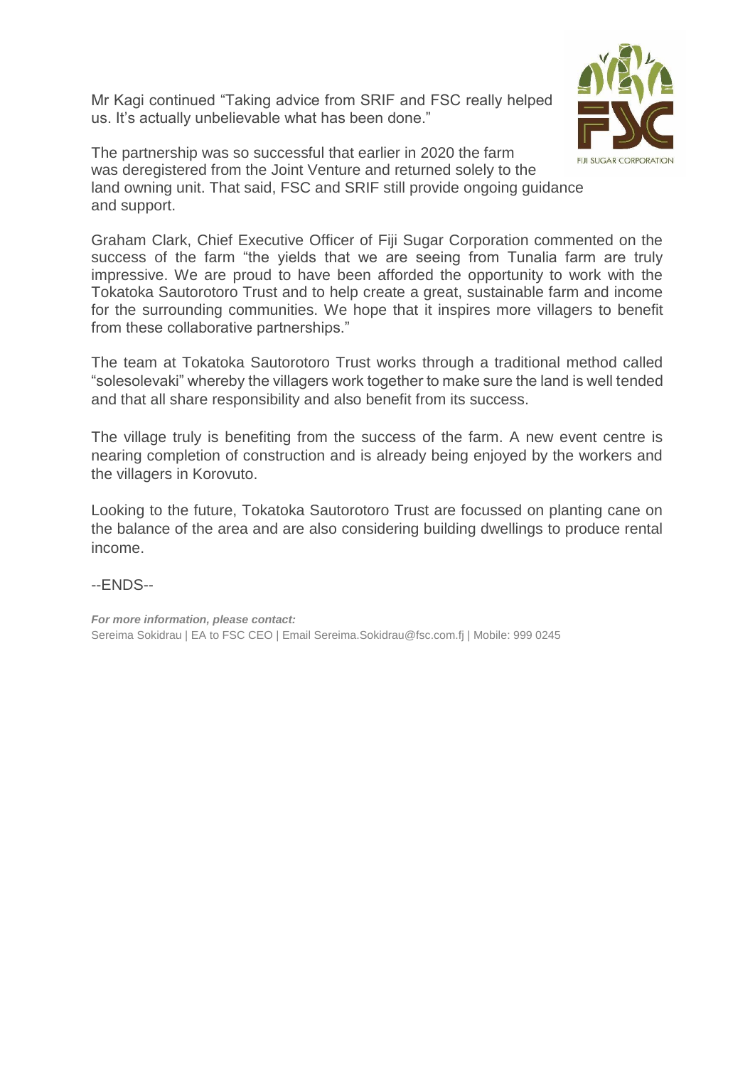Mr Kagi continued "Taking advice from SRIF and FSC really helped us. It's actually unbelievable what has been done."

The partnership was so successful that earlier in 2020 the farm was deregistered from the Joint Venture and returned solely to the land owning unit. That said, FSC and SRIF still provide ongoing guidance and support.

Graham Clark, Chief Executive Officer of Fiji Sugar Corporation commented on the success of the farm "the yields that we are seeing from Tunalia farm are truly impressive. We are proud to have been afforded the opportunity to work with the Tokatoka Sautorotoro Trust and to help create a great, sustainable farm and income for the surrounding communities. We hope that it inspires more villagers to benefit from these collaborative partnerships."

The team at Tokatoka Sautorotoro Trust works through a traditional method called "solesolevaki" whereby the villagers work together to make sure the land is well tended and that all share responsibility and also benefit from its success.

The village truly is benefiting from the success of the farm. A new event centre is nearing completion of construction and is already being enjoyed by the workers and the villagers in Korovuto.

Looking to the future, Tokatoka Sautorotoro Trust are focussed on planting cane on the balance of the area and are also considering building dwellings to produce rental income.

--ENDS--

***For more information, please contact:***
Sereima Sokidrau | EA to FSC CEO | Email Sereima.Sokidrau@fsc.com.fj | Mobile: 999 0245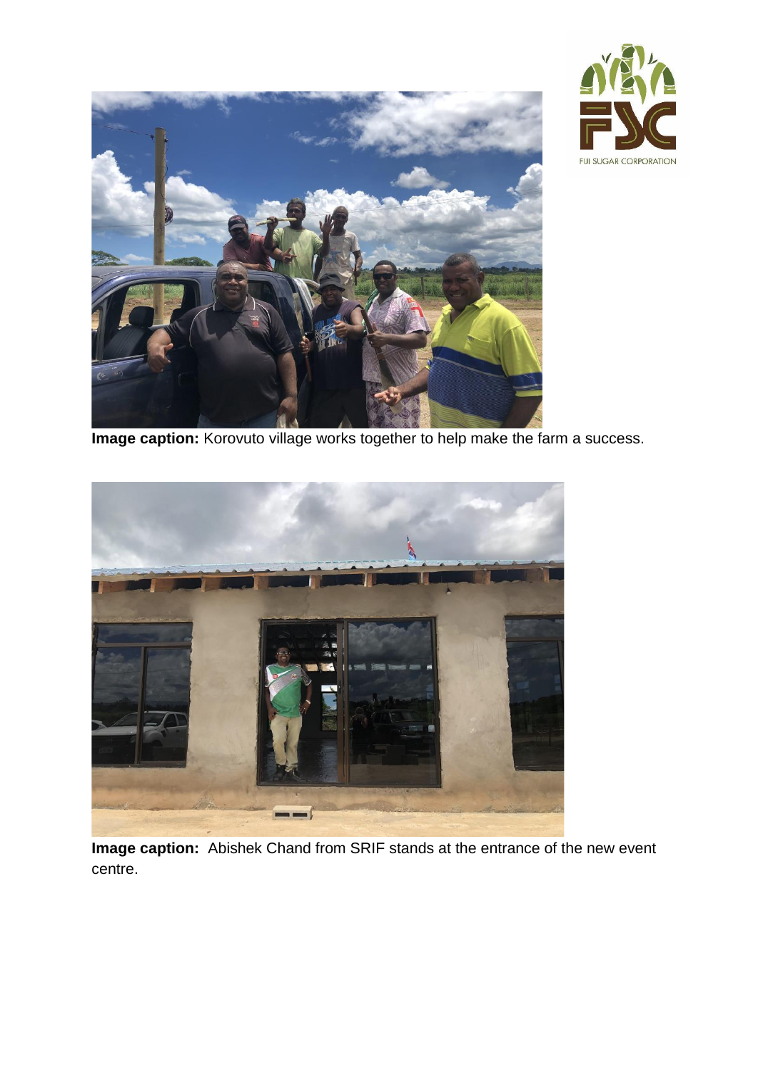**Image caption:** Korovuto village works together to help make the farm a success.

**Image caption:** Abishek Chand from SRIF stands at the entrance of the new event centre.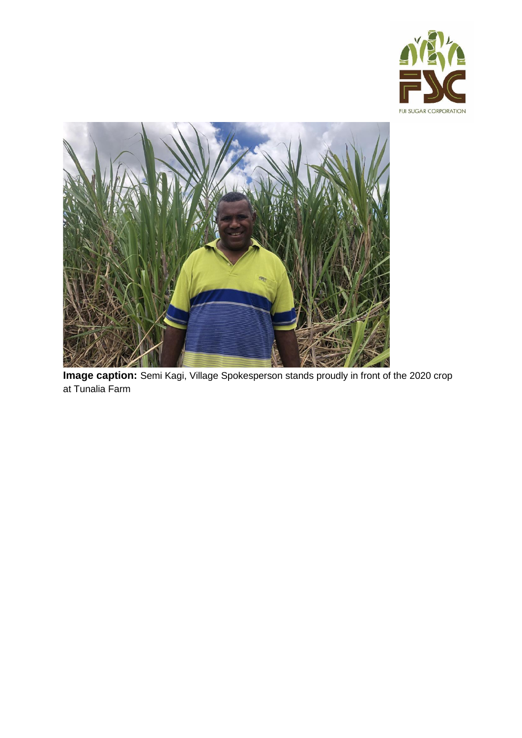**Image caption:** Semi Kagi, Village Spokesperson stands proudly in front of the 2020 crop at Tunalia Farm